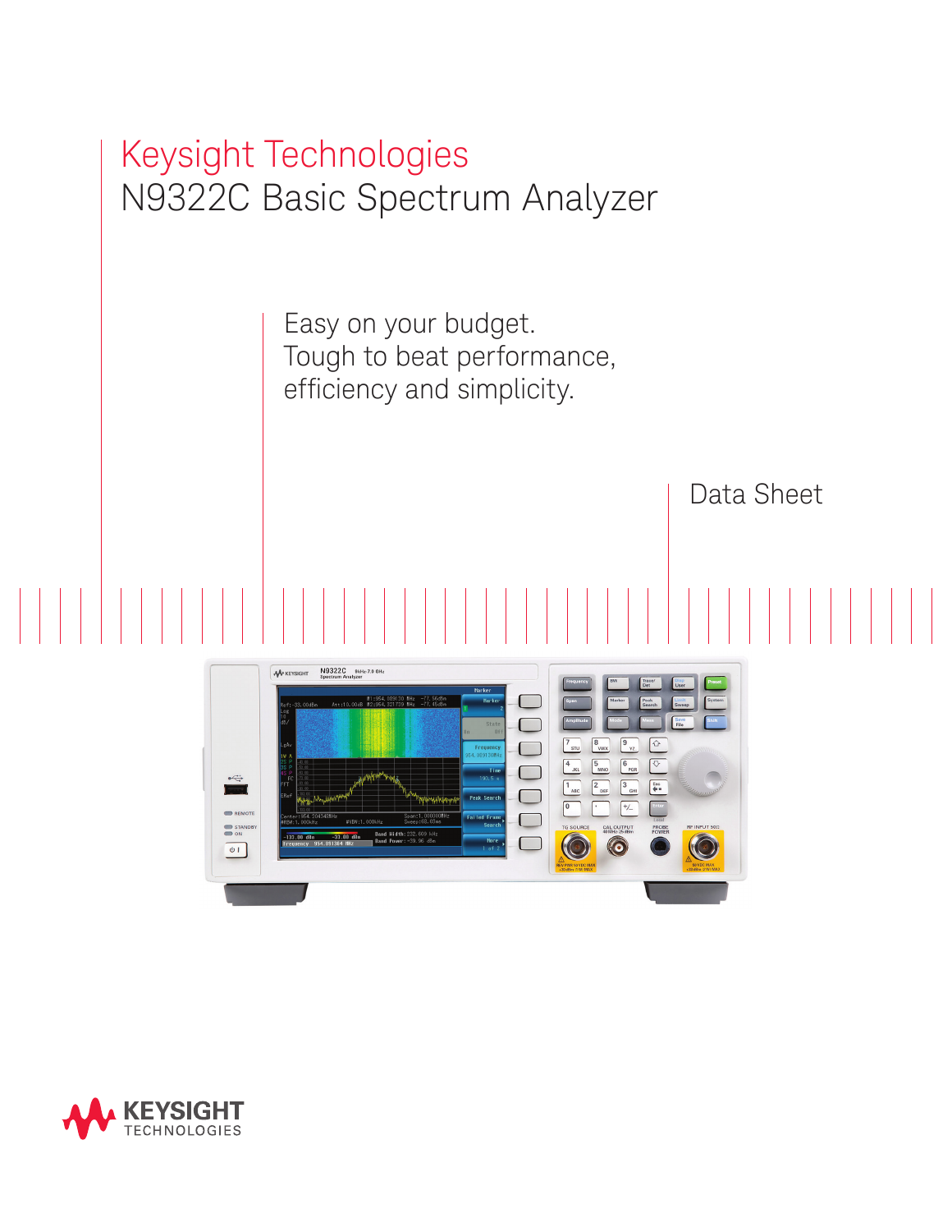# Keysight Technologies
## N9322C Basic Spectrum Analyzer

Easy on your budget.
Tough to beat performance,
efficiency and simplicity.

Data Sheet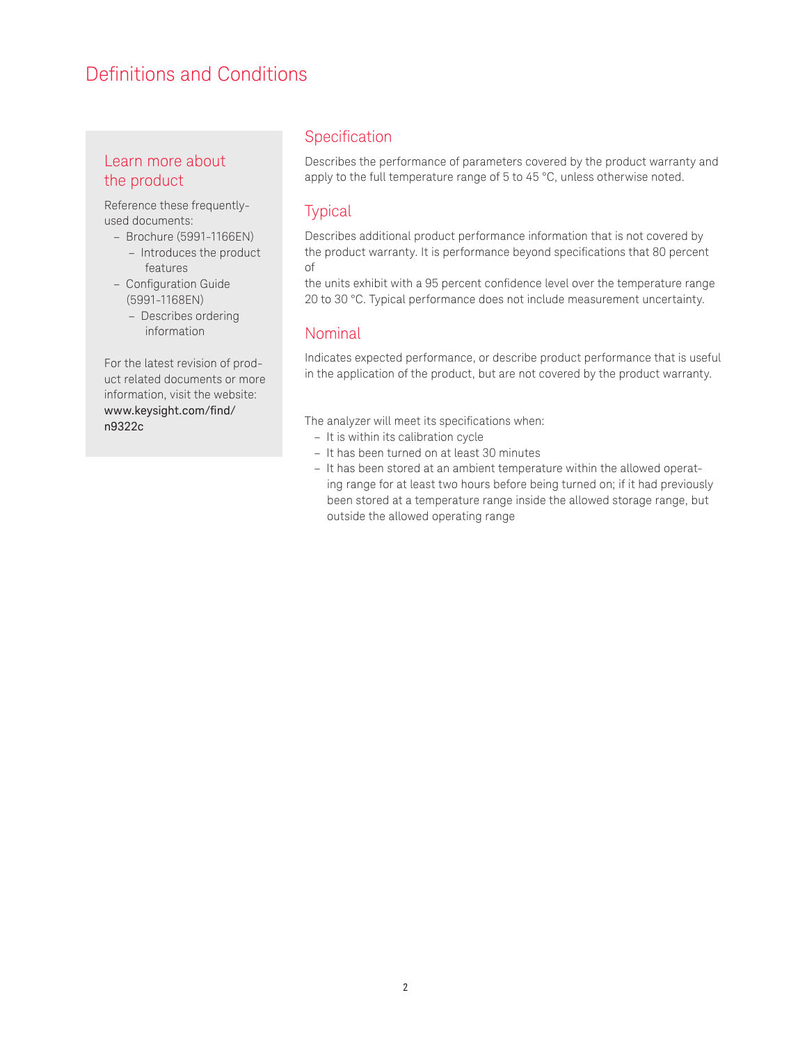# Definitions and Conditions

## Learn more about the product

Reference these frequently-used documents:

- Brochure (5991-1166EN)
  - Introduces the product features
- Configuration Guide (5991-1168EN)
  - Describes ordering information

For the latest revision of product related documents or more information, visit the website: www.keysight.com/find/n9322c

## Specification

Describes the performance of parameters covered by the product warranty and apply to the full temperature range of 5 to 45 °C, unless otherwise noted.

## Typical

Describes additional product performance information that is not covered by the product warranty. It is performance beyond specifications that 80 percent of the units exhibit with a 95 percent confidence level over the temperature range 20 to 30 °C. Typical performance does not include measurement uncertainty.

## Nominal

Indicates expected performance, or describe product performance that is useful in the application of the product, but are not covered by the product warranty.

The analyzer will meet its specifications when:

- It is within its calibration cycle
- It has been turned on at least 30 minutes
- It has been stored at an ambient temperature within the allowed operating range for at least two hours before being turned on; if it had previously been stored at a temperature range inside the allowed storage range, but outside the allowed operating range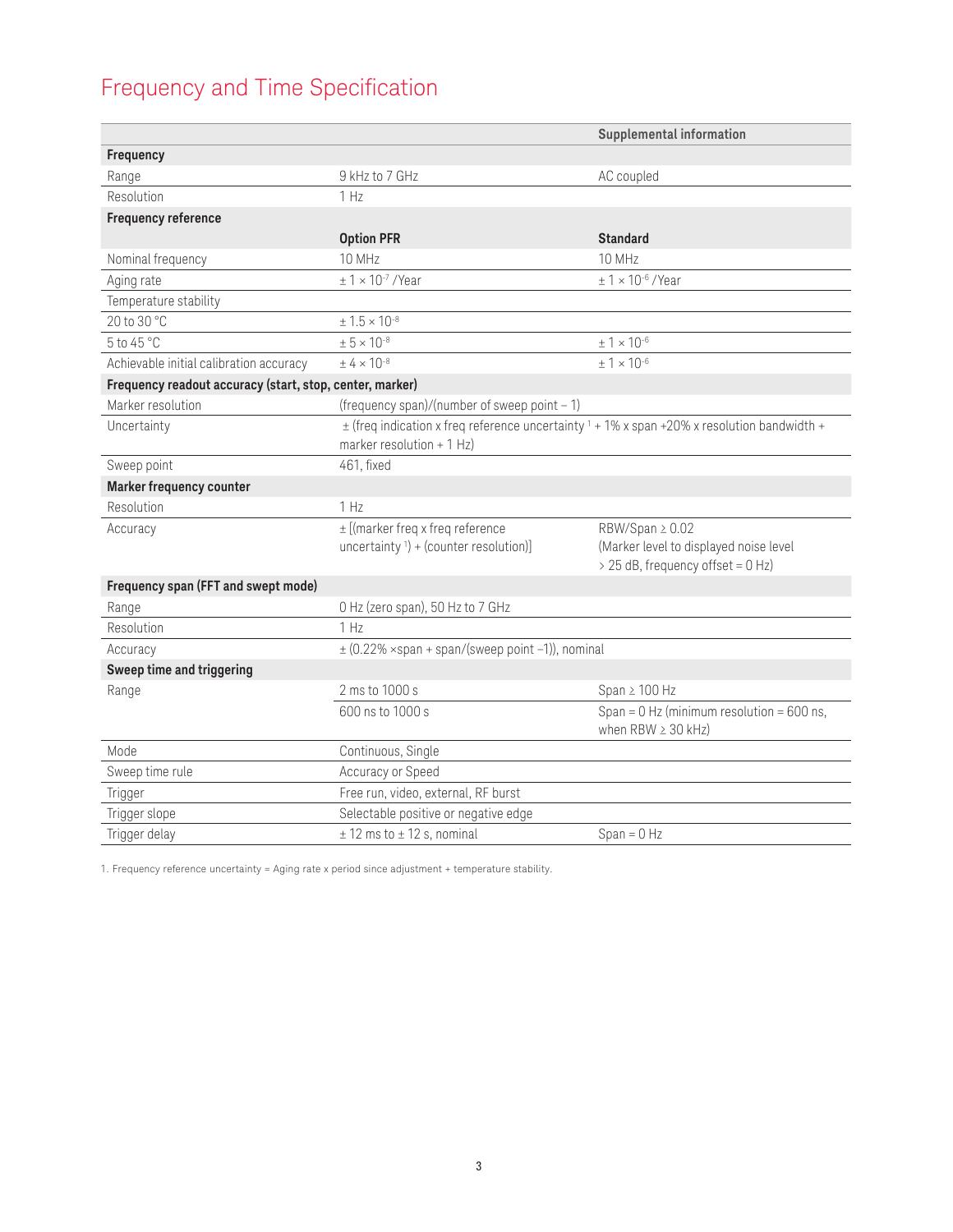# Frequency and Time Specification

| | | Supplemental information |
|---|---|---|
| **Frequency** | | |
| Range | 9 kHz to 7 GHz | AC coupled |
| Resolution | 1 Hz | |
| **Frequency reference** | | |
| | **Option PFR** | **Standard** |
| Nominal frequency | 10 MHz | 10 MHz |
| Aging rate | $\pm 1 \times 10^{-7}$ /Year | $\pm 1 \times 10^{-6}$ /Year |
| Temperature stability | | |
| 20 to 30 °C | $\pm 1.5 \times 10^{-8}$ | |
| 5 to 45 °C | $\pm 5 \times 10^{-8}$ | $\pm 1 \times 10^{-6}$ |
| Achievable initial calibration accuracy | $\pm 4 \times 10^{-8}$ | $\pm 1 \times 10^{-6}$ |
| **Frequency readout accuracy (start, stop, center, marker)** | | |
| Marker resolution | (frequency span)/(number of sweep point – 1) | |
| Uncertainty | ± (freq indication x freq reference uncertainty [1] + 1% x span +20% x resolution bandwidth + marker resolution + 1 Hz) | |
| Sweep point | 461, fixed | |
| **Marker frequency counter** | | |
| Resolution | 1 Hz | |
| Accuracy | ± [(marker freq x freq reference uncertainty [1]) + (counter resolution)] | RBW/Span ≥ 0.02 (Marker level to displayed noise level > 25 dB, frequency offset = 0 Hz) |
| **Frequency span (FFT and swept mode)** | | |
| Range | 0 Hz (zero span), 50 Hz to 7 GHz | |
| Resolution | 1 Hz | |
| Accuracy | ± (0.22% ×span + span/(sweep point –1)), nominal | |
| **Sweep time and triggering** | | |
| Range | 2 ms to 1000 s | Span ≥ 100 Hz |
| | 600 ns to 1000 s | Span = 0 Hz (minimum resolution = 600 ns, when RBW ≥ 30 kHz) |
| Mode | Continuous, Single | |
| Sweep time rule | Accuracy or Speed | |
| Trigger | Free run, video, external, RF burst | |
| Trigger slope | Selectable positive or negative edge | |
| Trigger delay | ± 12 ms to ± 12 s, nominal | Span = 0 Hz |

1. Frequency reference uncertainty = Aging rate x period since adjustment + temperature stability.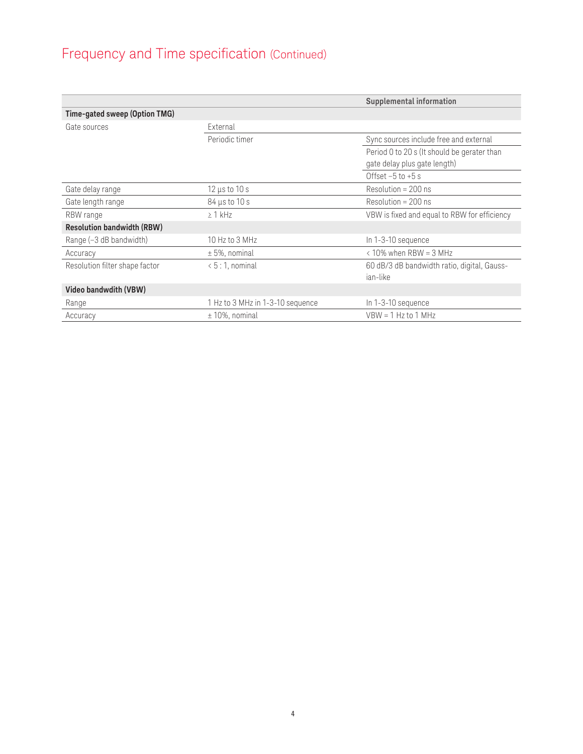# Frequency and Time specification (Continued)

| | | Supplemental information |
|---|---|---|
| **Time-gated sweep (Option TMG)** | | |
| Gate sources | External | |
| | Periodic timer | Sync sources include free and external |
| | | Period 0 to 20 s (It should be gerater than gate delay plus gate length) |
| | | Offset –5 to +5 s |
| Gate delay range | 12 µs to 10 s | Resolution = 200 ns |
| Gate length range | 84 µs to 10 s | Resolution = 200 ns |
| RBW range | ≥ 1 kHz | VBW is fixed and equal to RBW for efficiency |
| **Resolution bandwidth (RBW)** | | |
| Range (–3 dB bandwidth) | 10 Hz to 3 MHz | In 1-3-10 sequence |
| Accuracy | ± 5%, nominal | < 10% when RBW = 3 MHz |
| Resolution filter shape factor | < 5 : 1, nominal | 60 dB/3 dB bandwidth ratio, digital, Gaussian-like |
| **Video bandwdith (VBW)** | | |
| Range | 1 Hz to 3 MHz in 1-3-10 sequence | In 1-3-10 sequence |
| Accuracy | ± 10%, nominal | VBW = 1 Hz to 1 MHz |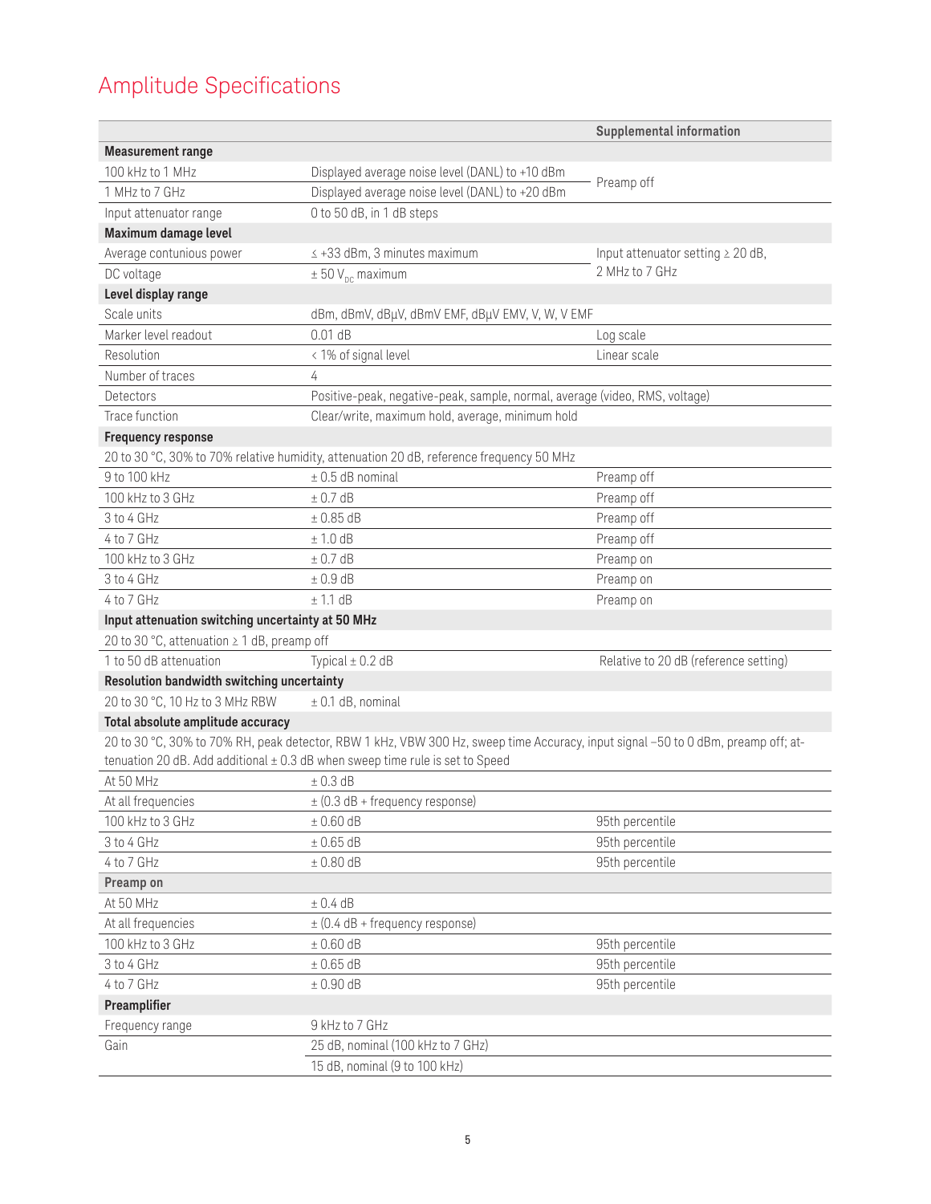# Amplitude Specifications

| | | Supplemental information |
|---|---|---|
| **Measurement range** | | |
| 100 kHz to 1 MHz | Displayed average noise level (DANL) to +10 dBm | Preamp off |
| 1 MHz to 7 GHz | Displayed average noise level (DANL) to +20 dBm | |
| Input attenuator range | 0 to 50 dB, in 1 dB steps | |
| **Maximum damage level** | | |
| Average contunious power | ≤ +33 dBm, 3 minutes maximum | Input attenuator setting ≥ 20 dB, 2 MHz to 7 GHz |
| DC voltage | ± 50 $V_{DC}$ maximum | |
| **Level display range** | | |
| Scale units | dBm, dBmV, dBµV, dBmV EMF, dBµV EMV, V, W, V EMF | |
| Marker level readout | 0.01 dB | Log scale |
| Resolution | < 1% of signal level | Linear scale |
| Number of traces | 4 | |
| Detectors | Positive-peak, negative-peak, sample, normal, average (video, RMS, voltage) | |
| Trace function | Clear/write, maximum hold, average, minimum hold | |
| **Frequency response** | | |
| 20 to 30 °C, 30% to 70% relative humidity, attenuation 20 dB, reference frequency 50 MHz | | |
| 9 to 100 kHz | ± 0.5 dB nominal | Preamp off |
| 100 kHz to 3 GHz | ± 0.7 dB | Preamp off |
| 3 to 4 GHz | ± 0.85 dB | Preamp off |
| 4 to 7 GHz | ± 1.0 dB | Preamp off |
| 100 kHz to 3 GHz | ± 0.7 dB | Preamp on |
| 3 to 4 GHz | ± 0.9 dB | Preamp on |
| 4 to 7 GHz | ± 1.1 dB | Preamp on |
| **Input attenuation switching uncertainty at 50 MHz** | | |
| 20 to 30 °C, attenuation ≥ 1 dB, preamp off | | |
| 1 to 50 dB attenuation | Typical ± 0.2 dB | Relative to 20 dB (reference setting) |
| **Resolution bandwidth switching uncertainty** | | |
| 20 to 30 °C, 10 Hz to 3 MHz RBW | ± 0.1 dB, nominal | |
| **Total absolute amplitude accuracy** | | |
| 20 to 30 °C, 30% to 70% RH, peak detector, RBW 1 kHz, VBW 300 Hz, sweep time Accuracy, input signal –50 to 0 dBm, preamp off; attenuation 20 dB. Add additional ± 0.3 dB when sweep time rule is set to Speed | | |
| At 50 MHz | ± 0.3 dB | |
| At all frequencies | ± (0.3 dB + frequency response) | |
| 100 kHz to 3 GHz | ± 0.60 dB | 95th percentile |
| 3 to 4 GHz | ± 0.65 dB | 95th percentile |
| 4 to 7 GHz | ± 0.80 dB | 95th percentile |
| **Preamp on** | | |
| At 50 MHz | ± 0.4 dB | |
| At all frequencies | ± (0.4 dB + frequency response) | |
| 100 kHz to 3 GHz | ± 0.60 dB | 95th percentile |
| 3 to 4 GHz | ± 0.65 dB | 95th percentile |
| 4 to 7 GHz | ± 0.90 dB | 95th percentile |
| **Preamplifier** | | |
| Frequency range | 9 kHz to 7 GHz | |
| Gain | 25 dB, nominal (100 kHz to 7 GHz) | |
| | 15 dB, nominal (9 to 100 kHz) | |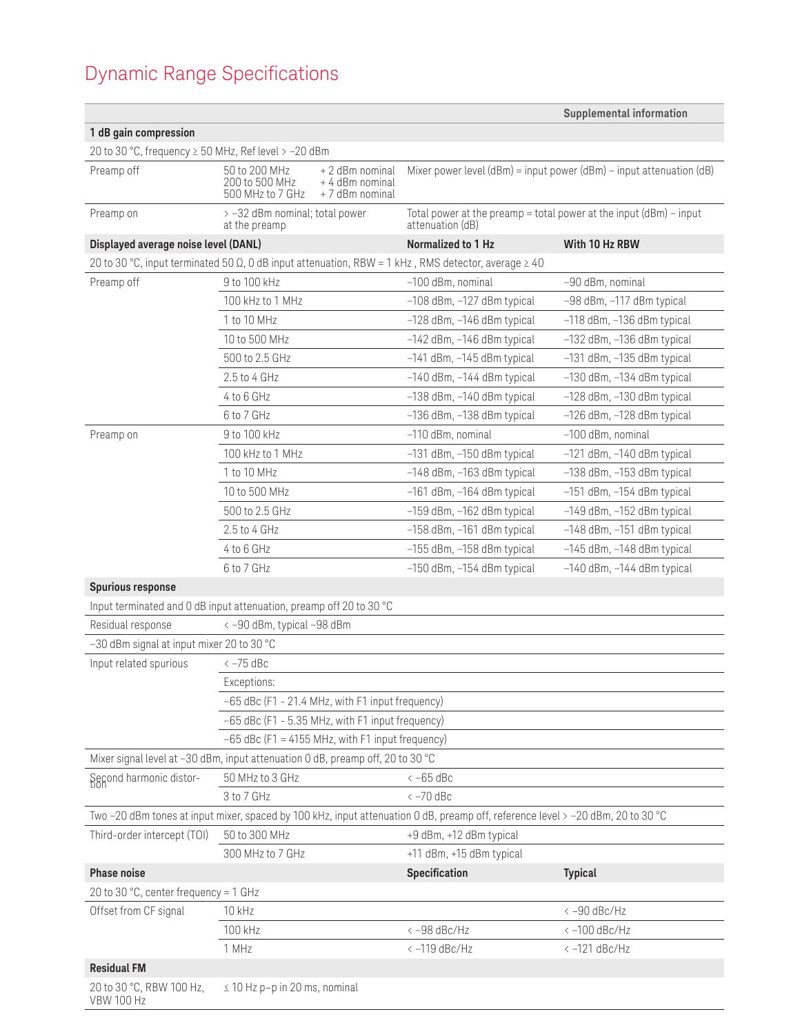# Dynamic Range Specifications

| | | | Supplemental information |
|---|---|---|---|
| **1 dB gain compression** | | | |
| 20 to 30 °C, frequency ≥ 50 MHz, Ref level > –20 dBm | | | |
| Preamp off | 50 to 200 MHz + 2 dBm nominal<br>200 to 500 MHz + 4 dBm nominal<br>500 MHz to 7 GHz + 7 dBm nominal | Mixer power level (dBm) = input power (dBm) – input attenuation (dB) | |
| Preamp on | > –32 dBm nominal; total power at the preamp | Total power at the preamp = total power at the input (dBm) – input attenuation (dB) | |
| **Displayed average noise level (DANL)** | | **Normalized to 1 Hz** | **With 10 Hz RBW** |
| 20 to 30 °C, input terminated 50 Ω, 0 dB input attenuation, RBW = 1 kHz , RMS detector, average ≥ 40 | | | |
| Preamp off | 9 to 100 kHz | –100 dBm, nominal | –90 dBm, nominal |
| | 100 kHz to 1 MHz | –108 dBm, –127 dBm typical | –98 dBm, –117 dBm typical |
| | 1 to 10 MHz | –128 dBm, –146 dBm typical | –118 dBm, –136 dBm typical |
| | 10 to 500 MHz | –142 dBm, –146 dBm typical | –132 dBm, –136 dBm typical |
| | 500 to 2.5 GHz | –141 dBm, –145 dBm typical | –131 dBm, –135 dBm typical |
| | 2.5 to 4 GHz | –140 dBm, –144 dBm typical | –130 dBm, –134 dBm typical |
| | 4 to 6 GHz | –138 dBm, –140 dBm typical | –128 dBm, –130 dBm typical |
| | 6 to 7 GHz | –136 dBm, –138 dBm typical | –126 dBm, –128 dBm typical |
| Preamp on | 9 to 100 kHz | –110 dBm, nominal | –100 dBm, nominal |
| | 100 kHz to 1 MHz | –131 dBm, –150 dBm typical | –121 dBm, –140 dBm typical |
| | 1 to 10 MHz | –148 dBm, –163 dBm typical | –138 dBm, –153 dBm typical |
| | 10 to 500 MHz | –161 dBm, –164 dBm typical | –151 dBm, –154 dBm typical |
| | 500 to 2.5 GHz | –159 dBm, –162 dBm typical | –149 dBm, –152 dBm typical |
| | 2.5 to 4 GHz | –158 dBm, –161 dBm typical | –148 dBm, –151 dBm typical |
| | 4 to 6 GHz | –155 dBm, –158 dBm typical | –145 dBm, –148 dBm typical |
| | 6 to 7 GHz | –150 dBm, –154 dBm typical | –140 dBm, –144 dBm typical |
| **Spurious response** | | | |
| Input terminated and 0 dB input attenuation, preamp off 20 to 30 °C | | | |
| Residual response | < –90 dBm, typical –98 dBm | | |
| –30 dBm signal at input mixer 20 to 30 °C | | | |
| Input related spurious | < –75 dBc | | |
| | Exceptions: | | |
| | –65 dBc (F1 - 21.4 MHz, with F1 input frequency) | | |
| | –65 dBc (F1 - 5.35 MHz, with F1 input frequency) | | |
| | –65 dBc (F1 = 4155 MHz, with F1 input frequency) | | |
| Mixer signal level at –30 dBm, input attenuation 0 dB, preamp off, 20 to 30 °C | | | |
| Second harmonic distortion | 50 MHz to 3 GHz | < –65 dBc | |
| | 3 to 7 GHz | < –70 dBc | |
| Two –20 dBm tones at input mixer, spaced by 100 kHz, input attenuation 0 dB, preamp off, reference level > –20 dBm, 20 to 30 °C | | | |
| Third-order intercept (TOI) | 50 to 300 MHz | +9 dBm, +12 dBm typical | |
| | 300 MHz to 7 GHz | +11 dBm, +15 dBm typical | |
| **Phase noise** | | **Specification** | **Typical** |
| 20 to 30 °C, center frequency = 1 GHz | | | |
| Offset from CF signal | 10 kHz | | < –90 dBc/Hz |
| | 100 kHz | < –98 dBc/Hz | < –100 dBc/Hz |
| | 1 MHz | < –119 dBc/Hz | < –121 dBc/Hz |
| **Residual FM** | | | |
| 20 to 30 °C, RBW 100 Hz, VBW 100 Hz | ≤ 10 Hz p–p in 20 ms, nominal | | |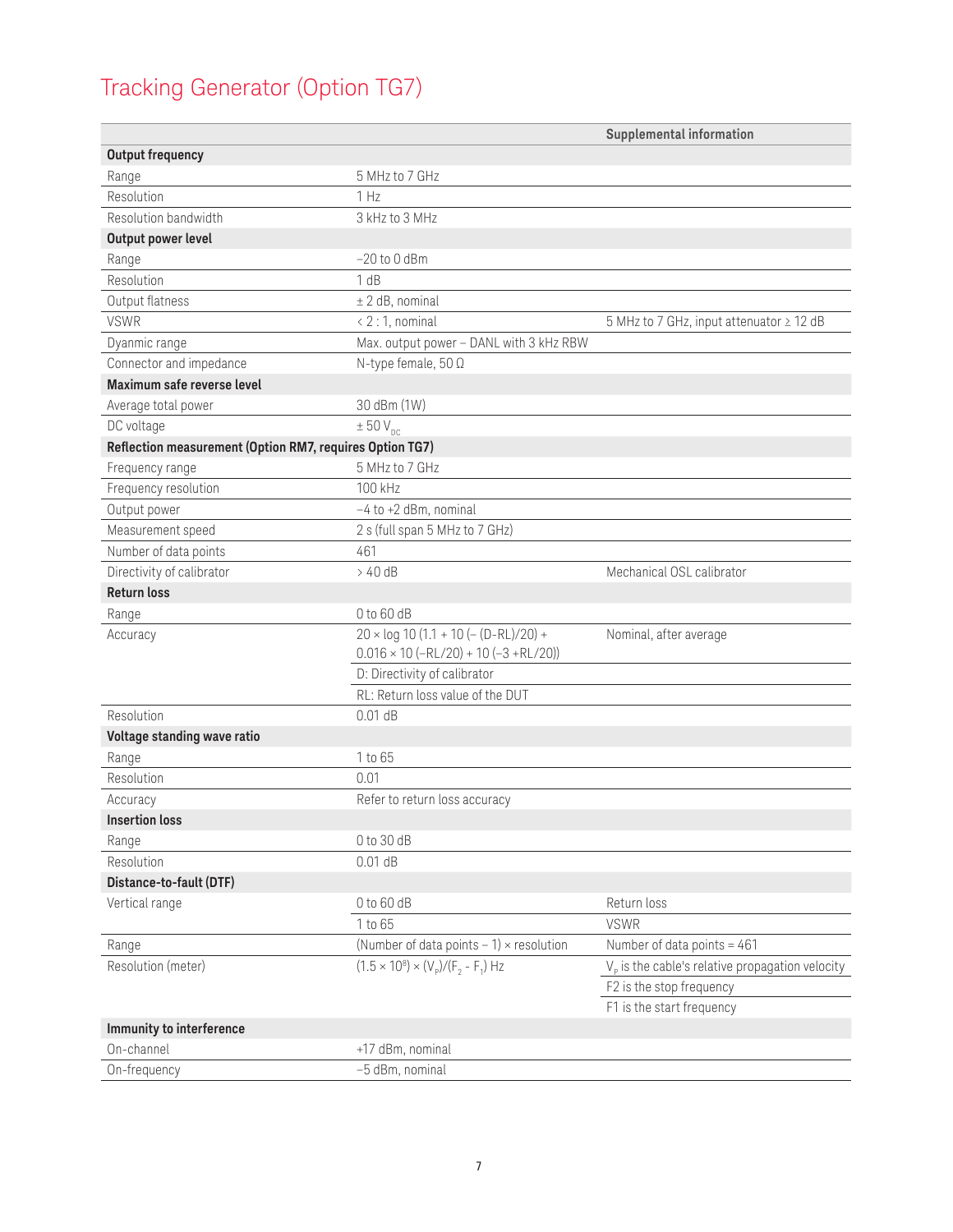# Tracking Generator (Option TG7)

| | | Supplemental information |
|---|---|---|
| **Output frequency** | | |
| Range | 5 MHz to 7 GHz | |
| Resolution | 1 Hz | |
| Resolution bandwidth | 3 kHz to 3 MHz | |
| **Output power level** | | |
| Range | –20 to 0 dBm | |
| Resolution | 1 dB | |
| Output flatness | ± 2 dB, nominal | |
| VSWR | < 2 : 1, nominal | 5 MHz to 7 GHz, input attenuator ≥ 12 dB |
| Dyanmic range | Max. output power – DANL with 3 kHz RBW | |
| Connector and impedance | N-type female, 50 Ω | |
| **Maximum safe reverse level** | | |
| Average total power | 30 dBm (1W) | |
| DC voltage | ± 50 $V_{DC}$ | |
| **Reflection measurement (Option RM7, requires Option TG7)** | | |
| Frequency range | 5 MHz to 7 GHz | |
| Frequency resolution | 100 kHz | |
| Output power | –4 to +2 dBm, nominal | |
| Measurement speed | 2 s (full span 5 MHz to 7 GHz) | |
| Number of data points | 461 | |
| Directivity of calibrator | > 40 dB | Mechanical OSL calibrator |
| **Return loss** | | |
| Range | 0 to 60 dB | |
| Accuracy | 20 × log 10 (1.1 + 10 (– (D-RL)/20) + 0.016 × 10 (–RL/20) + 10 (–3 +RL/20)) | Nominal, after average |
| | D: Directivity of calibrator | |
| | RL: Return loss value of the DUT | |
| Resolution | 0.01 dB | |
| **Voltage standing wave ratio** | | |
| Range | 1 to 65 | |
| Resolution | 0.01 | |
| Accuracy | Refer to return loss accuracy | |
| **Insertion loss** | | |
| Range | 0 to 30 dB | |
| Resolution | 0.01 dB | |
| **Distance-to-fault (DTF)** | | |
| Vertical range | 0 to 60 dB | Return loss |
| | 1 to 65 | VSWR |
| Range | (Number of data points – 1) × resolution | Number of data points = 461 |
| Resolution (meter) | $(1.5 \times 10^8) \times (V_P)/(F_2 - F_1)$ Hz | $V_P$ is the cable's relative propagation velocity |
| | | F2 is the stop frequency |
| | | F1 is the start frequency |
| **Immunity to interference** | | |
| On-channel | +17 dBm, nominal | |
| On-frequency | –5 dBm, nominal | |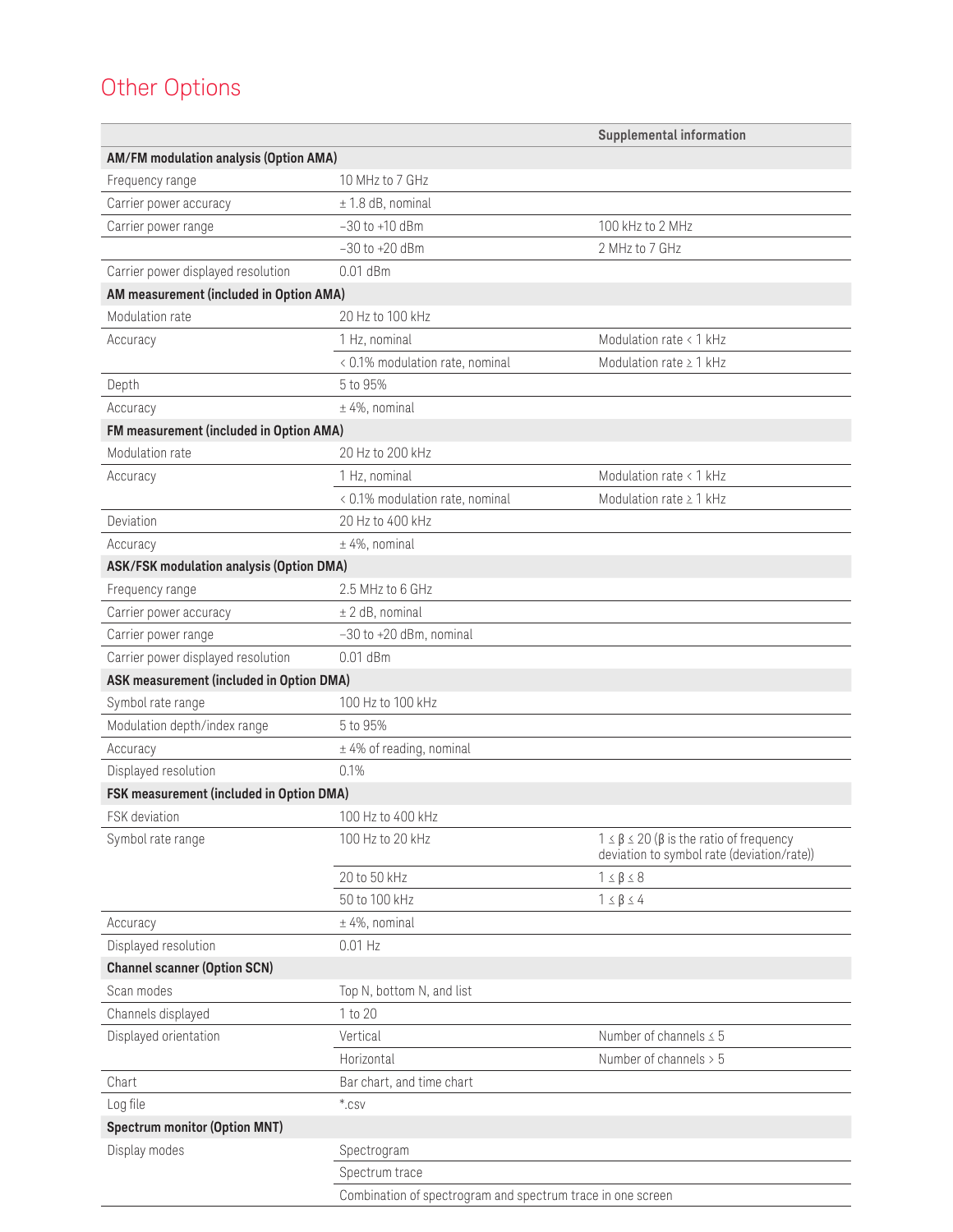## Other Options

| | | Supplemental information |
|---|---|---|
| **AM/FM modulation analysis (Option AMA)** | | |
| Frequency range | 10 MHz to 7 GHz | |
| Carrier power accuracy | ± 1.8 dB, nominal | |
| Carrier power range | –30 to +10 dBm | 100 kHz to 2 MHz |
| | –30 to +20 dBm | 2 MHz to 7 GHz |
| Carrier power displayed resolution | 0.01 dBm | |
| **AM measurement (included in Option AMA)** | | |
| Modulation rate | 20 Hz to 100 kHz | |
| Accuracy | 1 Hz, nominal | Modulation rate < 1 kHz |
| | < 0.1% modulation rate, nominal | Modulation rate ≥ 1 kHz |
| Depth | 5 to 95% | |
| Accuracy | ± 4%, nominal | |
| **FM measurement (included in Option AMA)** | | |
| Modulation rate | 20 Hz to 200 kHz | |
| Accuracy | 1 Hz, nominal | Modulation rate < 1 kHz |
| | < 0.1% modulation rate, nominal | Modulation rate ≥ 1 kHz |
| Deviation | 20 Hz to 400 kHz | |
| Accuracy | ± 4%, nominal | |
| **ASK/FSK modulation analysis (Option DMA)** | | |
| Frequency range | 2.5 MHz to 6 GHz | |
| Carrier power accuracy | ± 2 dB, nominal | |
| Carrier power range | –30 to +20 dBm, nominal | |
| Carrier power displayed resolution | 0.01 dBm | |
| **ASK measurement (included in Option DMA)** | | |
| Symbol rate range | 100 Hz to 100 kHz | |
| Modulation depth/index range | 5 to 95% | |
| Accuracy | ± 4% of reading, nominal | |
| Displayed resolution | 0.1% | |
| **FSK measurement (included in Option DMA)** | | |
| FSK deviation | 100 Hz to 400 kHz | |
| Symbol rate range | 100 Hz to 20 kHz | $1 \leq \beta \leq 20$ (β is the ratio of frequency deviation to symbol rate (deviation/rate)) |
| | 20 to 50 kHz | $1 \leq \beta \leq 8$ |
| | 50 to 100 kHz | $1 \leq \beta \leq 4$ |
| Accuracy | ± 4%, nominal | |
| Displayed resolution | 0.01 Hz | |
| **Channel scanner (Option SCN)** | | |
| Scan modes | Top N, bottom N, and list | |
| Channels displayed | 1 to 20 | |
| Displayed orientation | Vertical | Number of channels ≤ 5 |
| | Horizontal | Number of channels > 5 |
| Chart | Bar chart, and time chart | |
| Log file | *.csv | |
| **Spectrum monitor (Option MNT)** | | |
| Display modes | Spectrogram | |
| | Spectrum trace | |
| | Combination of spectrogram and spectrum trace in one screen | |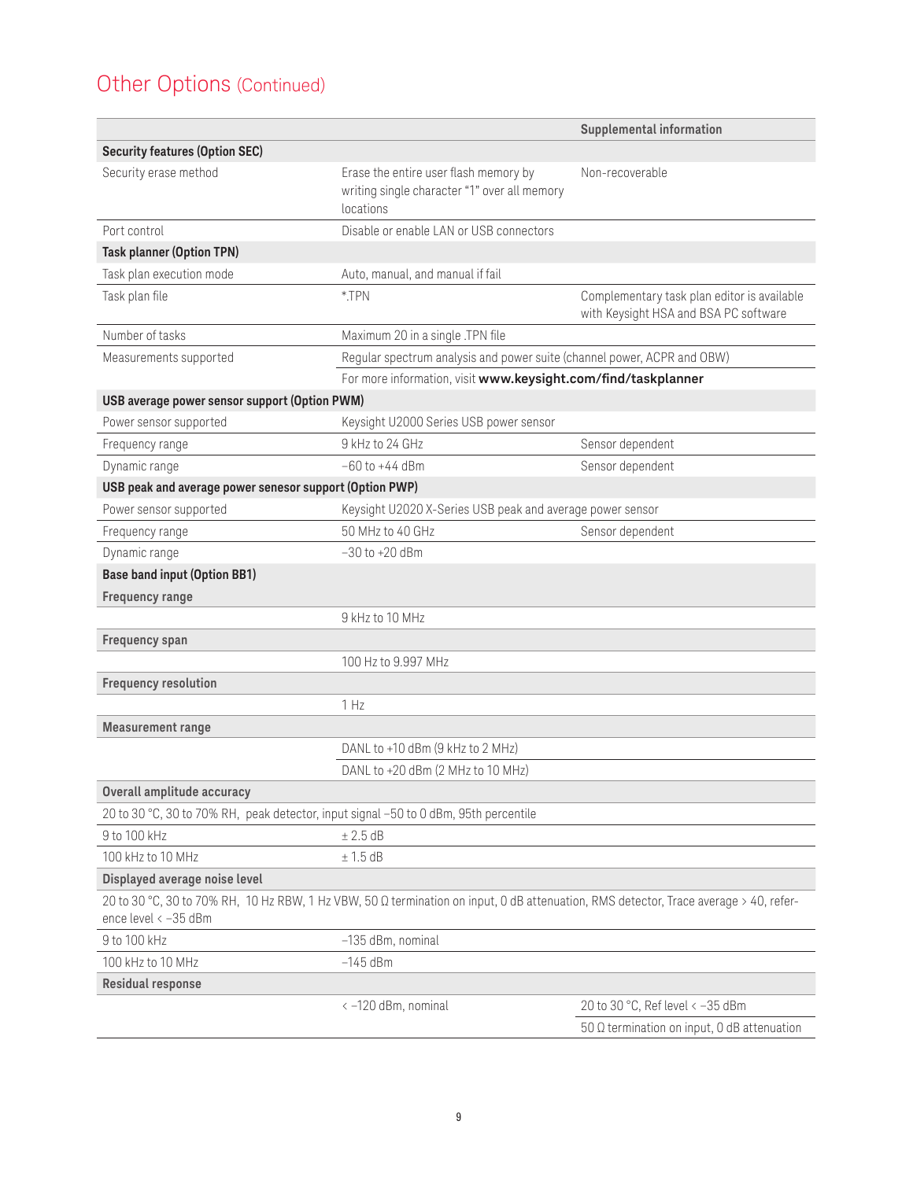## Other Options (Continued)

| | | Supplemental information |
|---|---|---|
| **Security features (Option SEC)** | | |
| Security erase method | Erase the entire user flash memory by writing single character "1" over all memory locations | Non-recoverable |
| Port control | Disable or enable LAN or USB connectors | |
| **Task planner (Option TPN)** | | |
| Task plan execution mode | Auto, manual, and manual if fail | |
| Task plan file | *.TPN | Complementary task plan editor is available with Keysight HSA and BSA PC software |
| Number of tasks | Maximum 20 in a single .TPN file | |
| Measurements supported | Regular spectrum analysis and power suite (channel power, ACPR and OBW) | |
| | For more information, visit **www.keysight.com/find/taskplanner** | |
| **USB average power sensor support (Option PWM)** | | |
| Power sensor supported | Keysight U2000 Series USB power sensor | |
| Frequency range | 9 kHz to 24 GHz | Sensor dependent |
| Dynamic range | –60 to +44 dBm | Sensor dependent |
| **USB peak and average power senesor support (Option PWP)** | | |
| Power sensor supported | Keysight U2020 X-Series USB peak and average power sensor | |
| Frequency range | 50 MHz to 40 GHz | Sensor dependent |
| Dynamic range | –30 to +20 dBm | |
| **Base band input (Option BB1)** | | |
| **Frequency range** | | |
| | 9 kHz to 10 MHz | |
| **Frequency span** | | |
| | 100 Hz to 9.997 MHz | |
| **Frequency resolution** | | |
| | 1 Hz | |
| **Measurement range** | | |
| | DANL to +10 dBm (9 kHz to 2 MHz) | |
| | DANL to +20 dBm (2 MHz to 10 MHz) | |
| **Overall amplitude accuracy** | | |
| 20 to 30 °C, 30 to 70% RH, peak detector, input signal –50 to 0 dBm, 95th percentile | | |
| 9 to 100 kHz | ± 2.5 dB | |
| 100 kHz to 10 MHz | ± 1.5 dB | |
| **Displayed average noise level** | | |
| 20 to 30 °C, 30 to 70% RH, 10 Hz RBW, 1 Hz VBW, 50 Ω termination on input, 0 dB attenuation, RMS detector, Trace average > 40, reference level < –35 dBm | | |
| 9 to 100 kHz | –135 dBm, nominal | |
| 100 kHz to 10 MHz | –145 dBm | |
| **Residual response** | | |
| | < –120 dBm, nominal | 20 to 30 °C, Ref level < –35 dBm |
| | | 50 Ω termination on input, 0 dB attenuation |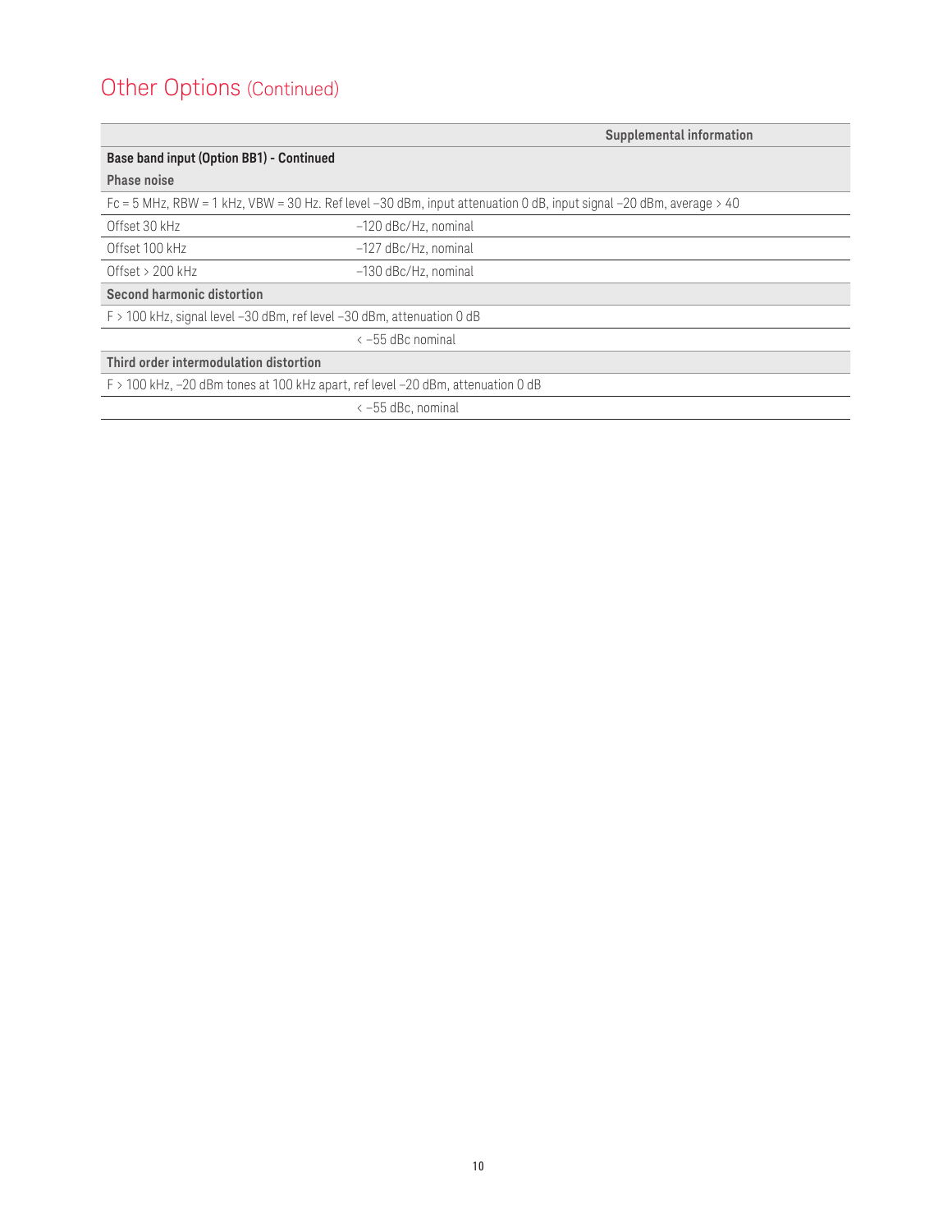## Other Options (Continued)

| | Supplemental information |
|---|---|
| **Base band input (Option BB1) - Continued** | |
| **Phase noise** | |
| Fc = 5 MHz, RBW = 1 kHz, VBW = 30 Hz. Ref level –30 dBm, input attenuation 0 dB, input signal –20 dBm, average > 40 | |
| Offset 30 kHz | –120 dBc/Hz, nominal |
| Offset 100 kHz | –127 dBc/Hz, nominal |
| Offset > 200 kHz | –130 dBc/Hz, nominal |
| **Second harmonic distortion** | |
| F > 100 kHz, signal level –30 dBm, ref level –30 dBm, attenuation 0 dB | |
| | < –55 dBc nominal |
| **Third order intermodulation distortion** | |
| F > 100 kHz, –20 dBm tones at 100 kHz apart, ref level –20 dBm, attenuation 0 dB | |
| | < –55 dBc, nominal |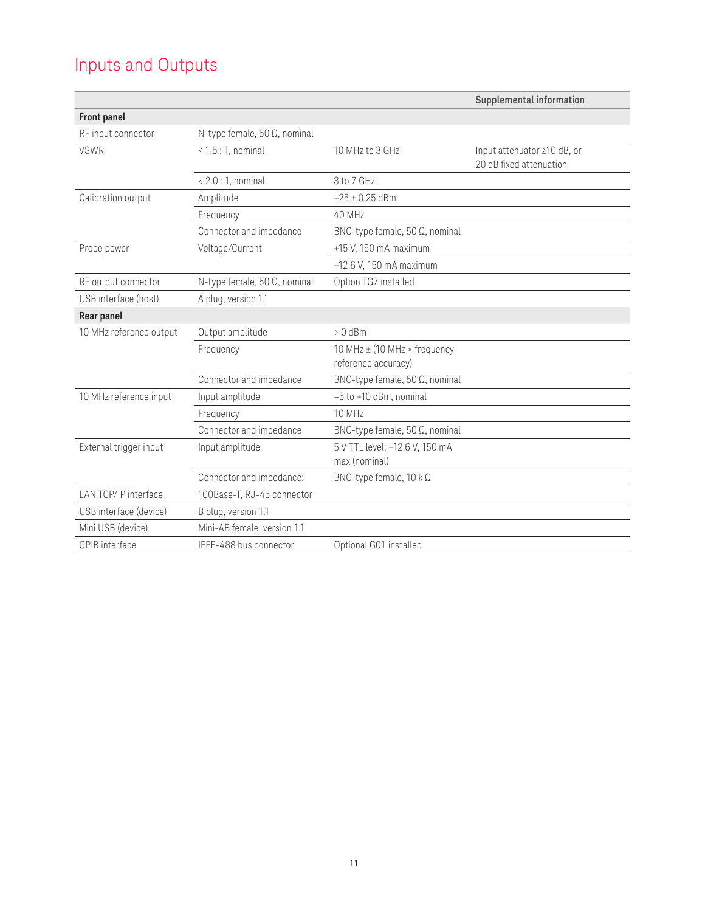# Inputs and Outputs

| | | | Supplemental information |
|---|---|---|---|
| **Front panel** | | | |
| RF input connector | N-type female, 50 Ω, nominal | | |
| VSWR | < 1.5 : 1, nominal | 10 MHz to 3 GHz | Input attenuator ≥10 dB, or 20 dB fixed attenuation |
| | < 2.0 : 1, nominal | 3 to 7 GHz | |
| Calibration output | Amplitude | –25 ± 0.25 dBm | |
| | Frequency | 40 MHz | |
| | Connector and impedance | BNC-type female, 50 Ω, nominal | |
| Probe power | Voltage/Current | +15 V, 150 mA maximum | |
| | | –12.6 V, 150 mA maximum | |
| RF output connector | N-type female, 50 Ω, nominal | Option TG7 installed | |
| USB interface (host) | A plug, version 1.1 | | |
| **Rear panel** | | | |
| 10 MHz reference output | Output amplitude | > 0 dBm | |
| | Frequency | 10 MHz ± (10 MHz × frequency reference accuracy) | |
| | Connector and impedance | BNC-type female, 50 Ω, nominal | |
| 10 MHz reference input | Input amplitude | –5 to +10 dBm, nominal | |
| | Frequency | 10 MHz | |
| | Connector and impedance | BNC-type female, 50 Ω, nominal | |
| External trigger input | Input amplitude | 5 V TTL level; –12.6 V, 150 mA max (nominal) | |
| | Connector and impedance: | BNC-type female, 10 k Ω | |
| LAN TCP/IP interface | 100Base-T, RJ-45 connector | | |
| USB interface (device) | B plug, version 1.1 | | |
| Mini USB (device) | Mini-AB female, version 1.1 | | |
| GPIB interface | IEEE-488 bus connector | Optional G01 installed | |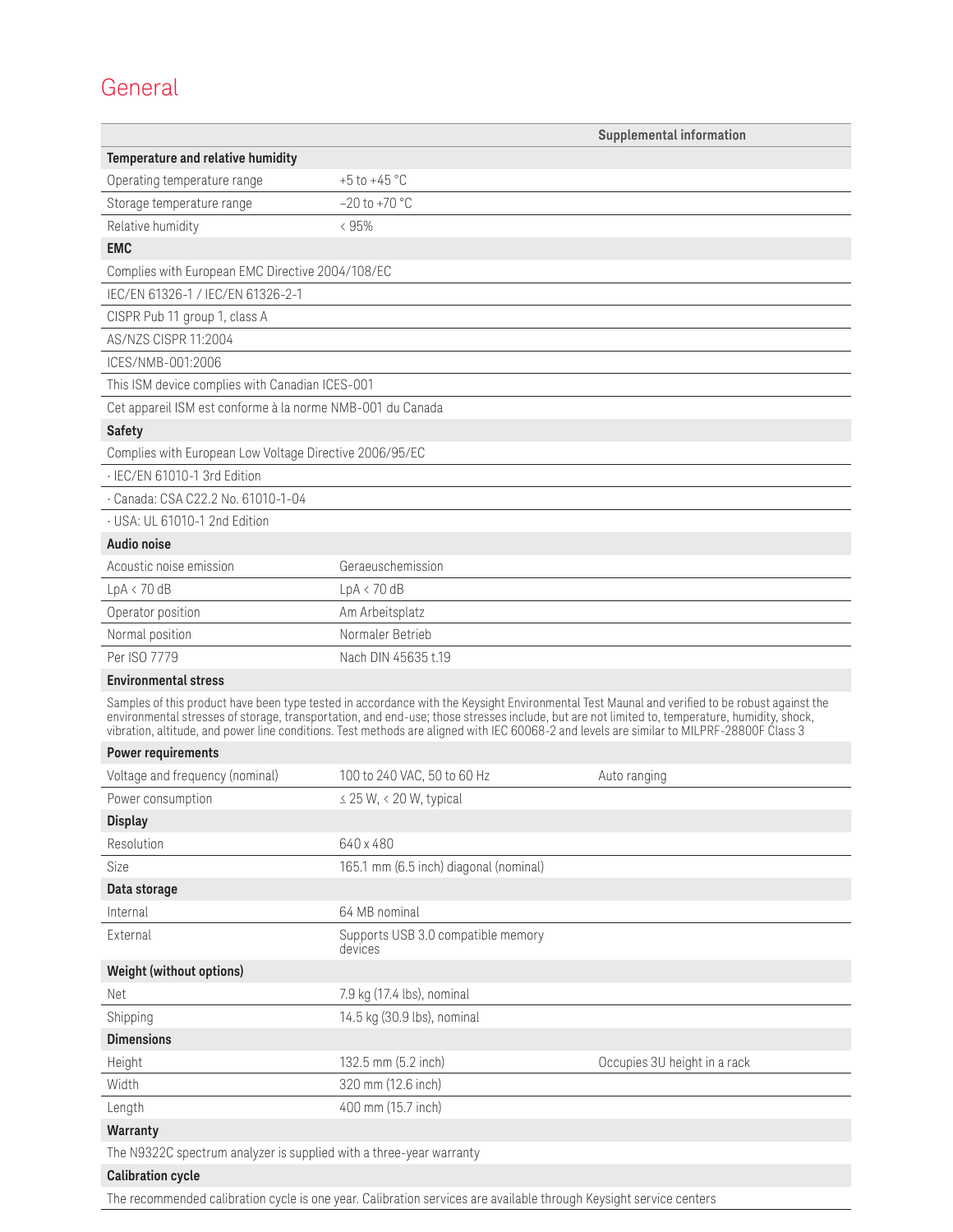# General

| | | Supplemental information |
|---|---|---|
| **Temperature and relative humidity** | | |
| Operating temperature range | +5 to +45 °C | |
| Storage temperature range | –20 to +70 °C | |
| Relative humidity | < 95% | |
| **EMC** | | |
| Complies with European EMC Directive 2004/108/EC | | |
| IEC/EN 61326-1 / IEC/EN 61326-2-1 | | |
| CISPR Pub 11 group 1, class A | | |
| AS/NZS CISPR 11:2004 | | |
| ICES/NMB-001:2006 | | |
| This ISM device complies with Canadian ICES-001 | | |
| Cet appareil ISM est conforme à la norme NMB-001 du Canada | | |
| **Safety** | | |
| Complies with European Low Voltage Directive 2006/95/EC | | |
| · IEC/EN 61010-1 3rd Edition | | |
| · Canada: CSA C22.2 No. 61010-1-04 | | |
| · USA: UL 61010-1 2nd Edition | | |
| **Audio noise** | | |
| Acoustic noise emission | Geraeuschemission | |
| LpA < 70 dB | LpA < 70 dB | |
| Operator position | Am Arbeitsplatz | |
| Normal position | Normaler Betrieb | |
| Per ISO 7779 | Nach DIN 45635 t.19 | |
| **Environmental stress** | | |
| Samples of this product have been type tested in accordance with the Keysight Environmental Test Maunal and verified to be robust against the environmental stresses of storage, transportation, and end-use; those stresses include, but are not limited to, temperature, humidity, shock, vibration, altitude, and power line conditions. Test methods are aligned with IEC 60068-2 and levels are similar to MILPRF-28800F Class 3 | | |
| **Power requirements** | | |
| Voltage and frequency (nominal) | 100 to 240 VAC, 50 to 60 Hz | Auto ranging |
| Power consumption | ≤ 25 W, < 20 W, typical | |
| **Display** | | |
| Resolution | 640 x 480 | |
| Size | 165.1 mm (6.5 inch) diagonal (nominal) | |
| **Data storage** | | |
| Internal | 64 MB nominal | |
| External | Supports USB 3.0 compatible memory devices | |
| **Weight (without options)** | | |
| Net | 7.9 kg (17.4 lbs), nominal | |
| Shipping | 14.5 kg (30.9 lbs), nominal | |
| **Dimensions** | | |
| Height | 132.5 mm (5.2 inch) | Occupies 3U height in a rack |
| Width | 320 mm (12.6 inch) | |
| Length | 400 mm (15.7 inch) | |
| **Warranty** | | |
| The N9322C spectrum analyzer is supplied with a three-year warranty | | |
| **Calibration cycle** | | |
| The recommended calibration cycle is one year. Calibration services are available through Keysight service centers | | |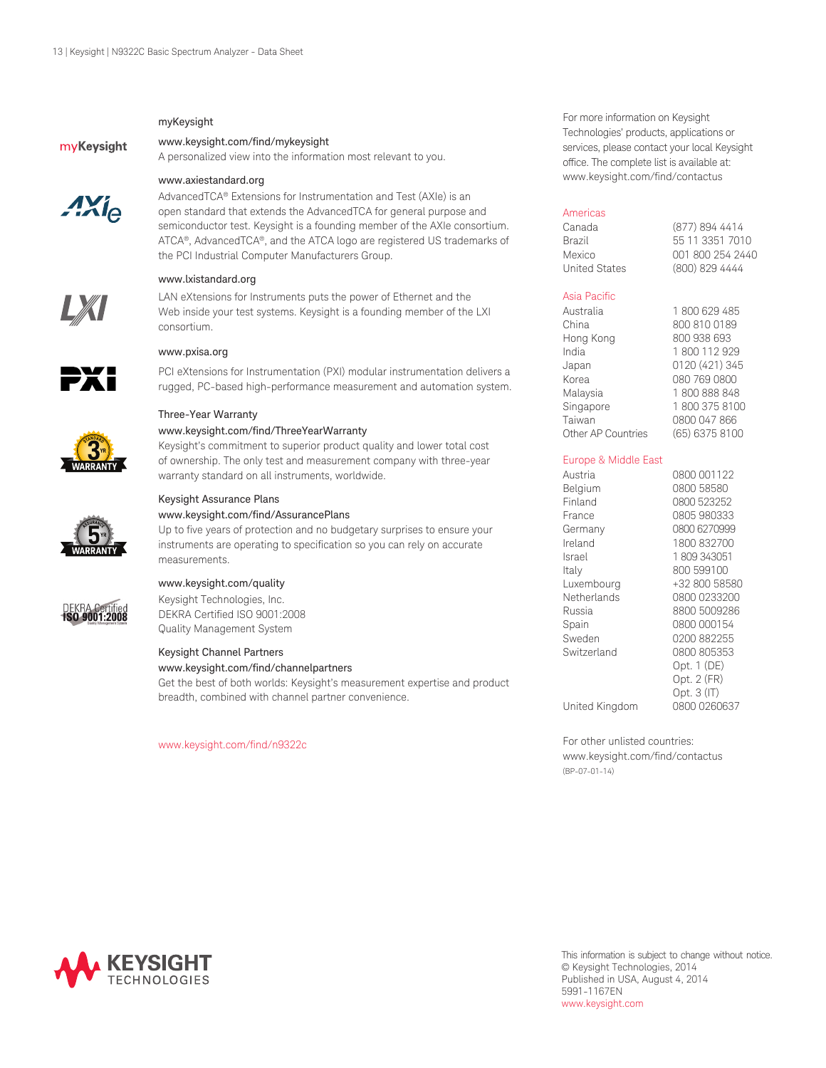myKeysight

www.keysight.com/find/mykeysight
A personalized view into the information most relevant to you.

www.axiestandard.org
AdvancedTCA® Extensions for Instrumentation and Test (AXIe) is an open standard that extends the AdvancedTCA for general purpose and semiconductor test. Keysight is a founding member of the AXIe consortium. ATCA®, AdvancedTCA®, and the ATCA logo are registered US trademarks of the PCI Industrial Computer Manufacturers Group.

www.lxistandard.org
LAN eXtensions for Instruments puts the power of Ethernet and the Web inside your test systems. Keysight is a founding member of the LXI consortium.

www.pxisa.org
PCI eXtensions for Instrumentation (PXI) modular instrumentation delivers a rugged, PC-based high-performance measurement and automation system.

Three-Year Warranty
www.keysight.com/find/ThreeYearWarranty
Keysight's commitment to superior product quality and lower total cost of ownership. The only test and measurement company with three-year warranty standard on all instruments, worldwide.

Keysight Assurance Plans
www.keysight.com/find/AssurancePlans
Up to five years of protection and no budgetary surprises to ensure your instruments are operating to specification so you can rely on accurate measurements.

www.keysight.com/quality
Keysight Technologies, Inc.
DEKRA Certified ISO 9001:2008
Quality Management System

Keysight Channel Partners
www.keysight.com/find/channelpartners
Get the best of both worlds: Keysight's measurement expertise and product breadth, combined with channel partner convenience.

www.keysight.com/find/n9322c

For more information on Keysight Technologies' products, applications or services, please contact your local Keysight office. The complete list is available at:
www.keysight.com/find/contactus

**Americas**

| | |
|---|---|
| Canada | (877) 894 4414 |
| Brazil | 55 11 3351 7010 |
| Mexico | 001 800 254 2440 |
| United States | (800) 829 4444 |

**Asia Pacific**

| | |
|---|---|
| Australia | 1 800 629 485 |
| China | 800 810 0189 |
| Hong Kong | 800 938 693 |
| India | 1 800 112 929 |
| Japan | 0120 (421) 345 |
| Korea | 080 769 0800 |
| Malaysia | 1 800 888 848 |
| Singapore | 1 800 375 8100 |
| Taiwan | 0800 047 866 |
| Other AP Countries | (65) 6375 8100 |

**Europe & Middle East**

| | |
|---|---|
| Austria | 0800 001122 |
| Belgium | 0800 58580 |
| Finland | 0800 523252 |
| France | 0805 980333 |
| Germany | 0800 6270999 |
| Ireland | 1800 832700 |
| Israel | 1 809 343051 |
| Italy | 800 599100 |
| Luxembourg | +32 800 58580 |
| Netherlands | 0800 0233200 |
| Russia | 8800 5009286 |
| Spain | 0800 000154 |
| Sweden | 0200 882255 |
| Switzerland | 0800 805353 |
| | Opt. 1 (DE) |
| | Opt. 2 (FR) |
| | Opt. 3 (IT) |
| United Kingdom | 0800 0260637 |

For other unlisted countries:
www.keysight.com/find/contactus
(BP-07-01-14)

KEYSIGHT TECHNOLOGIES

This information is subject to change without notice.
© Keysight Technologies, 2014
Published in USA, August 4, 2014
5991-1167EN
www.keysight.com